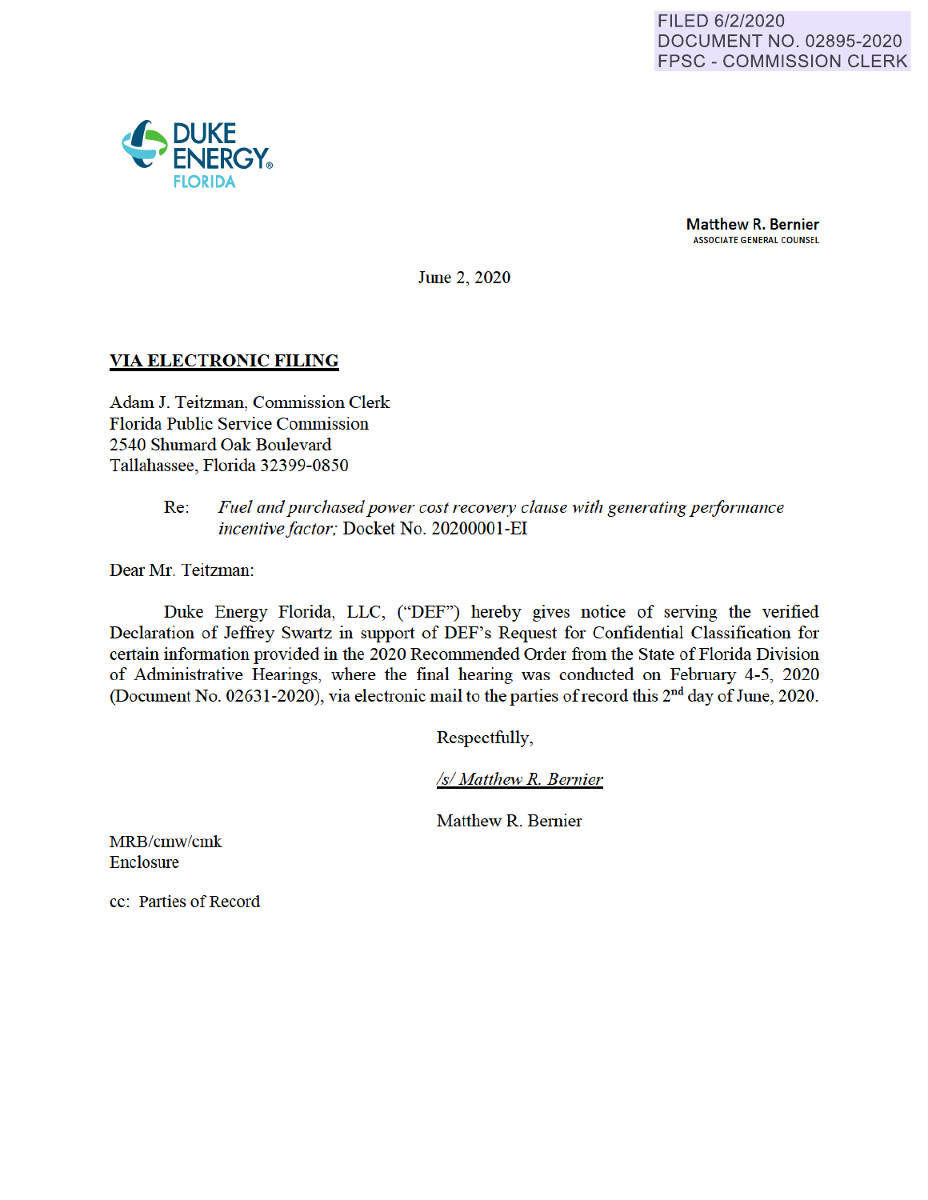FILED 6/2/2020
DOCUMENT NO. 02895-2020
FPSC - COMMISSION CLERK

DUKE ENERGY FLORIDA

**Matthew R. Bernier**
ASSOCIATE GENERAL COUNSEL

June 2, 2020

**VIA ELECTRONIC FILING**

Adam J. Teitzman, Commission Clerk
Florida Public Service Commission
2540 Shumard Oak Boulevard
Tallahassee, Florida 32399-0850

Re: *Fuel and purchased power cost recovery clause with generating performance incentive factor;* Docket No. 20200001-EI

Dear Mr. Teitzman:

Duke Energy Florida, LLC, ("DEF") hereby gives notice of serving the verified Declaration of Jeffrey Swartz in support of DEF's Request for Confidential Classification for certain information provided in the 2020 Recommended Order from the State of Florida Division of Administrative Hearings, where the final hearing was conducted on February 4-5, 2020 (Document No. 02631-2020), via electronic mail to the parties of record this 2nd day of June, 2020.

Respectfully,

*/s/ Matthew R. Bernier*

Matthew R. Bernier

MRB/cmw/cmk
Enclosure

cc: Parties of Record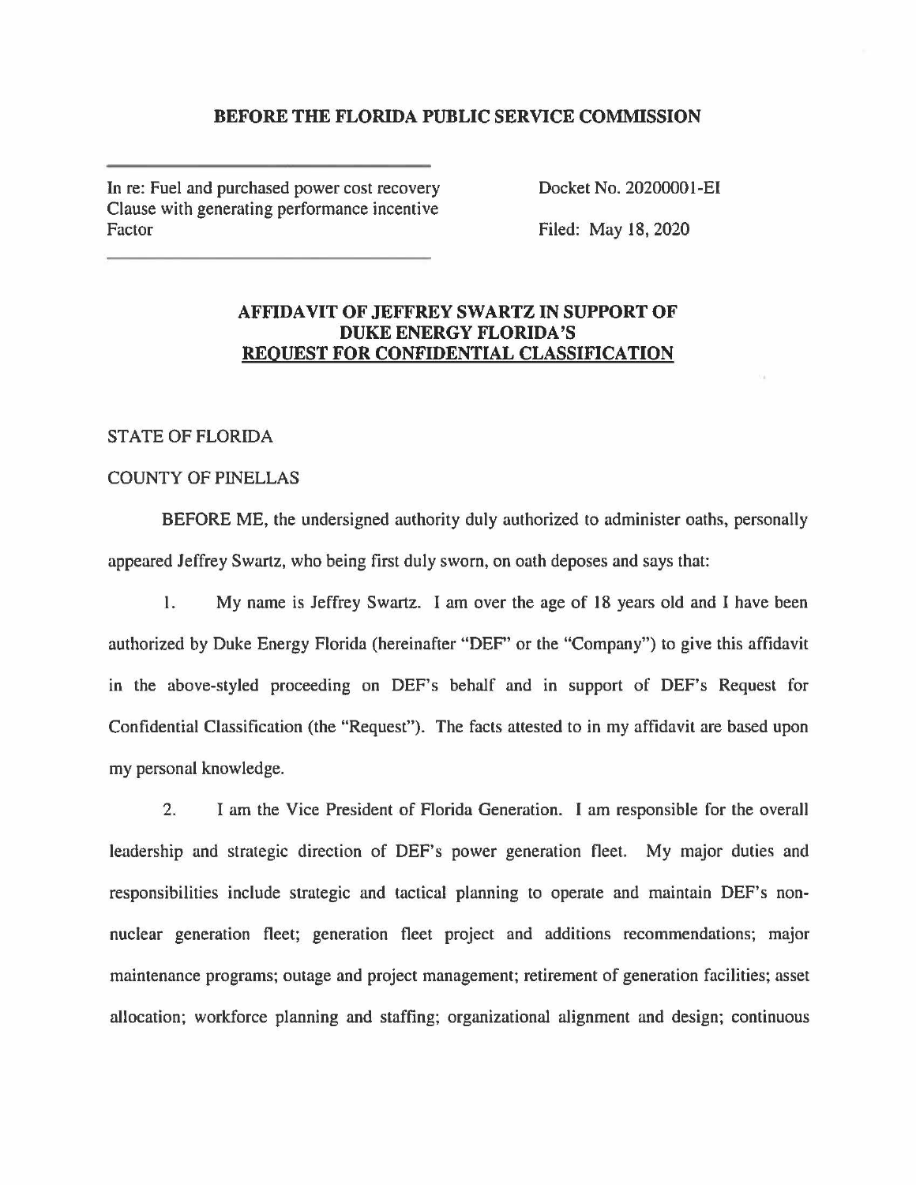## BEFORE THE FLORIDA PUBLIC SERVICE COMMISSION

In re: Fuel and purchased power cost recovery Clause with generating performance incentive Factor

Docket No. 20200001-EI

Filed: May 18, 2020

### AFFIDAVIT OF JEFFREY SWARTZ IN SUPPORT OF DUKE ENERGY FLORIDA'S REQUEST FOR CONFIDENTIAL CLASSIFICATION

STATE OF FLORIDA

COUNTY OF PINELLAS

BEFORE ME, the undersigned authority duly authorized to administer oaths, personally appeared Jeffrey Swartz, who being first duly sworn, on oath deposes and says that:

1. My name is Jeffrey Swartz. I am over the age of 18 years old and I have been authorized by Duke Energy Florida (hereinafter "DEF" or the "Company") to give this affidavit in the above-styled proceeding on DEF's behalf and in support of DEF's Request for Confidential Classification (the "Request"). The facts attested to in my affidavit are based upon my personal knowledge.

2. I am the Vice President of Florida Generation. I am responsible for the overall leadership and strategic direction of DEF's power generation fleet. My major duties and responsibilities include strategic and tactical planning to operate and maintain DEF's non-nuclear generation fleet; generation fleet project and additions recommendations; major maintenance programs; outage and project management; retirement of generation facilities; asset allocation; workforce planning and staffing; organizational alignment and design; continuous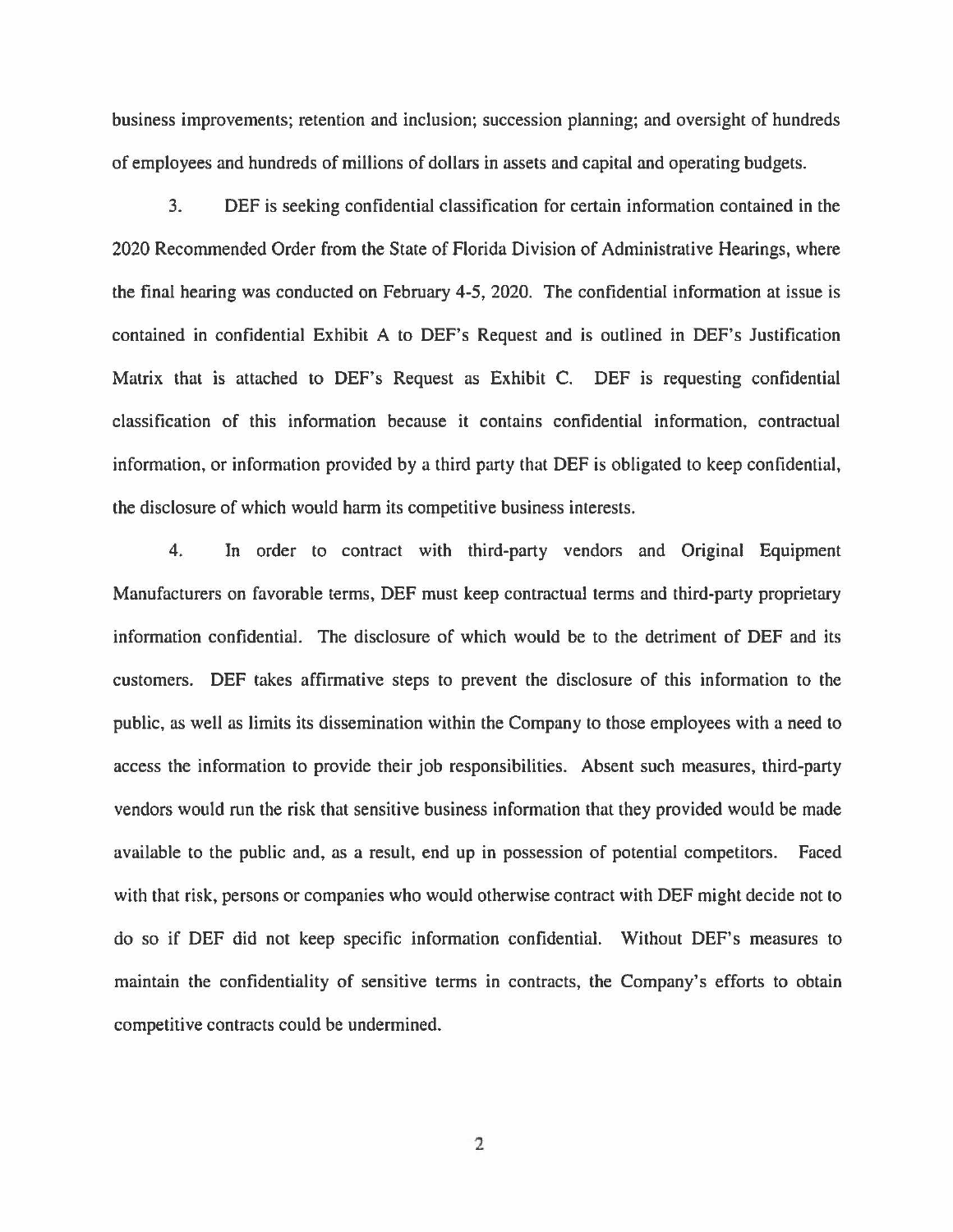business improvements; retention and inclusion; succession planning; and oversight of hundreds of employees and hundreds of millions of dollars in assets and capital and operating budgets.

3. DEF is seeking confidential classification for certain information contained in the 2020 Recommended Order from the State of Florida Division of Administrative Hearings, where the final hearing was conducted on February 4-5, 2020. The confidential information at issue is contained in confidential Exhibit A to DEF's Request and is outlined in DEF's Justification Matrix that is attached to DEF's Request as Exhibit C. DEF is requesting confidential classification of this information because it contains confidential information, contractual information, or information provided by a third party that DEF is obligated to keep confidential, the disclosure of which would harm its competitive business interests.

4. In order to contract with third-party vendors and Original Equipment Manufacturers on favorable terms, DEF must keep contractual terms and third-party proprietary information confidential. The disclosure of which would be to the detriment of DEF and its customers. DEF takes affirmative steps to prevent the disclosure of this information to the public, as well as limits its dissemination within the Company to those employees with a need to access the information to provide their job responsibilities. Absent such measures, third-party vendors would run the risk that sensitive business information that they provided would be made available to the public and, as a result, end up in possession of potential competitors. Faced with that risk, persons or companies who would otherwise contract with DEF might decide not to do so if DEF did not keep specific information confidential. Without DEF's measures to maintain the confidentiality of sensitive terms in contracts, the Company's efforts to obtain competitive contracts could be undermined.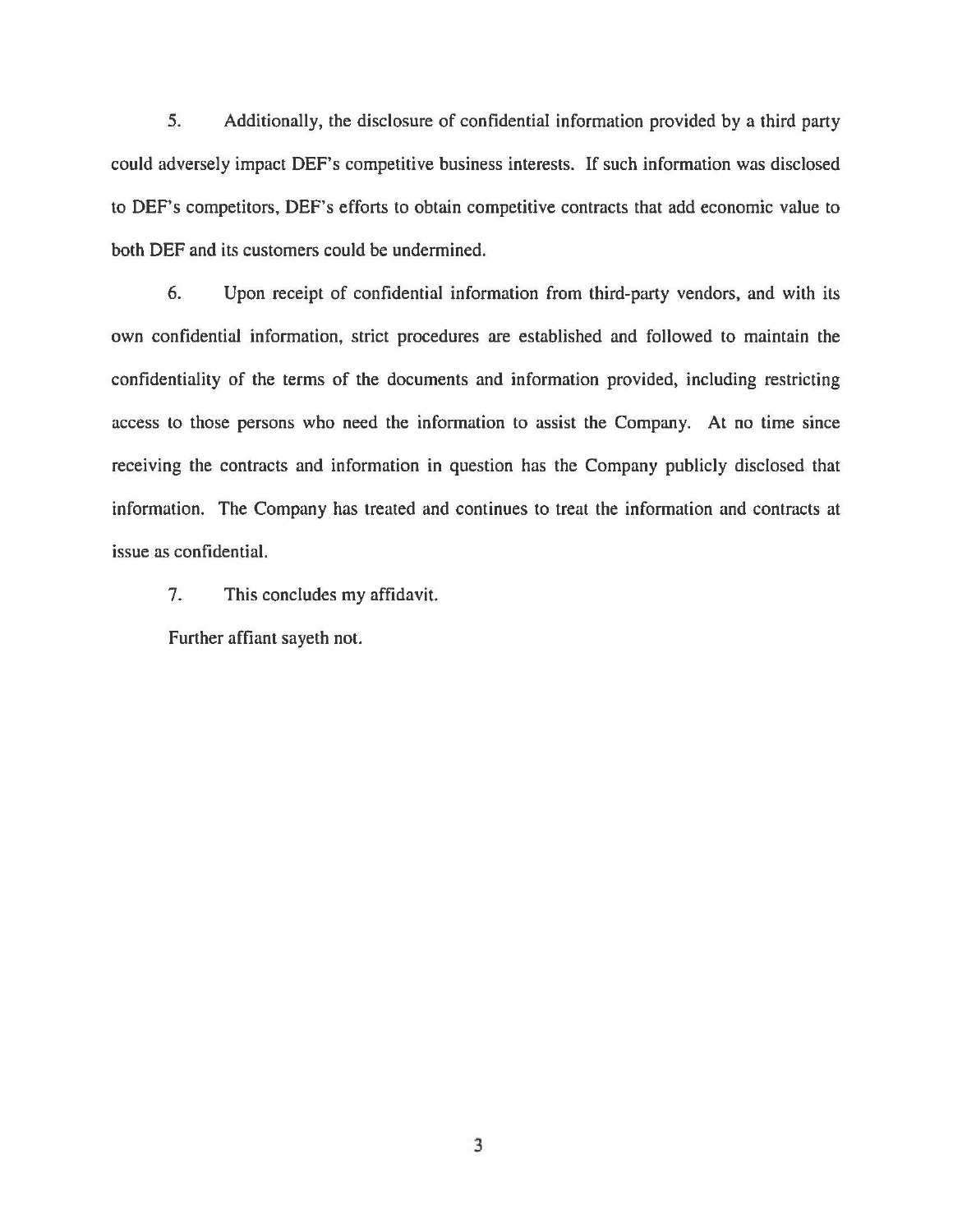5. Additionally, the disclosure of confidential information provided by a third party could adversely impact DEF's competitive business interests. If such information was disclosed to DEF's competitors, DEF's efforts to obtain competitive contracts that add economic value to both DEF and its customers could be undermined.

6. Upon receipt of confidential information from third-party vendors, and with its own confidential information, strict procedures are established and followed to maintain the confidentiality of the terms of the documents and information provided, including restricting access to those persons who need the information to assist the Company. At no time since receiving the contracts and information in question has the Company publicly disclosed that information. The Company has treated and continues to treat the information and contracts at issue as confidential.

7. This concludes my affidavit.

Further affiant sayeth not.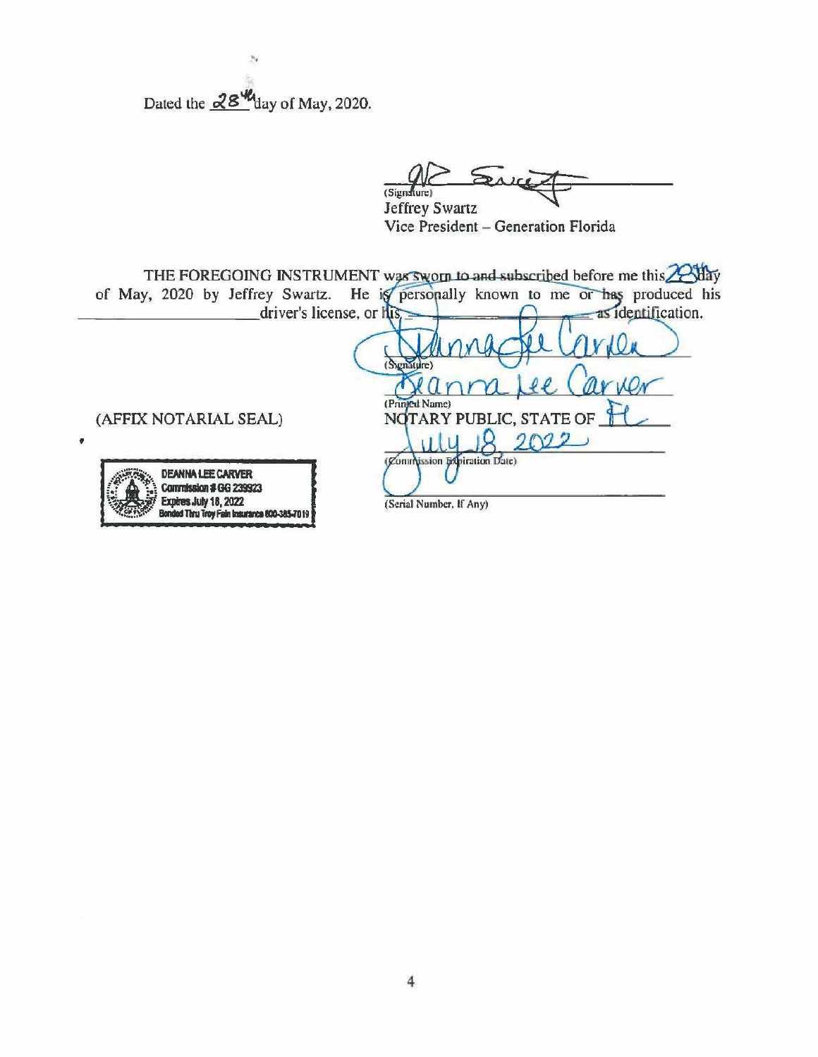Dated the 28th day of May, 2020.

(Signature)
Jeffrey Swartz
Vice President – Generation Florida

THE FOREGOING INSTRUMENT was sworn to and subscribed before me this 28th day of May, 2020 by Jeffrey Swartz. He is personally known to me or has produced his \_\_\_\_\_\_\_\_\_\_\_\_\_\_\_\_\_\_\_\_ driver's license, or his \_\_\_\_\_\_\_\_\_\_\_\_\_\_\_\_\_\_\_\_ as identification.

(Signature)

Deanna Lee Carver
(Printed Name)

(AFFIX NOTARIAL SEAL)

NOTARY PUBLIC, STATE OF FL

July 18, 2022
(Commission Expiration Date)

(Serial Number, If Any)

DEANNA LEE CARVER
Commission # GG 239923
Expires July 18, 2022
Bonded Thru Troy Fain Insurance 800-385-7019